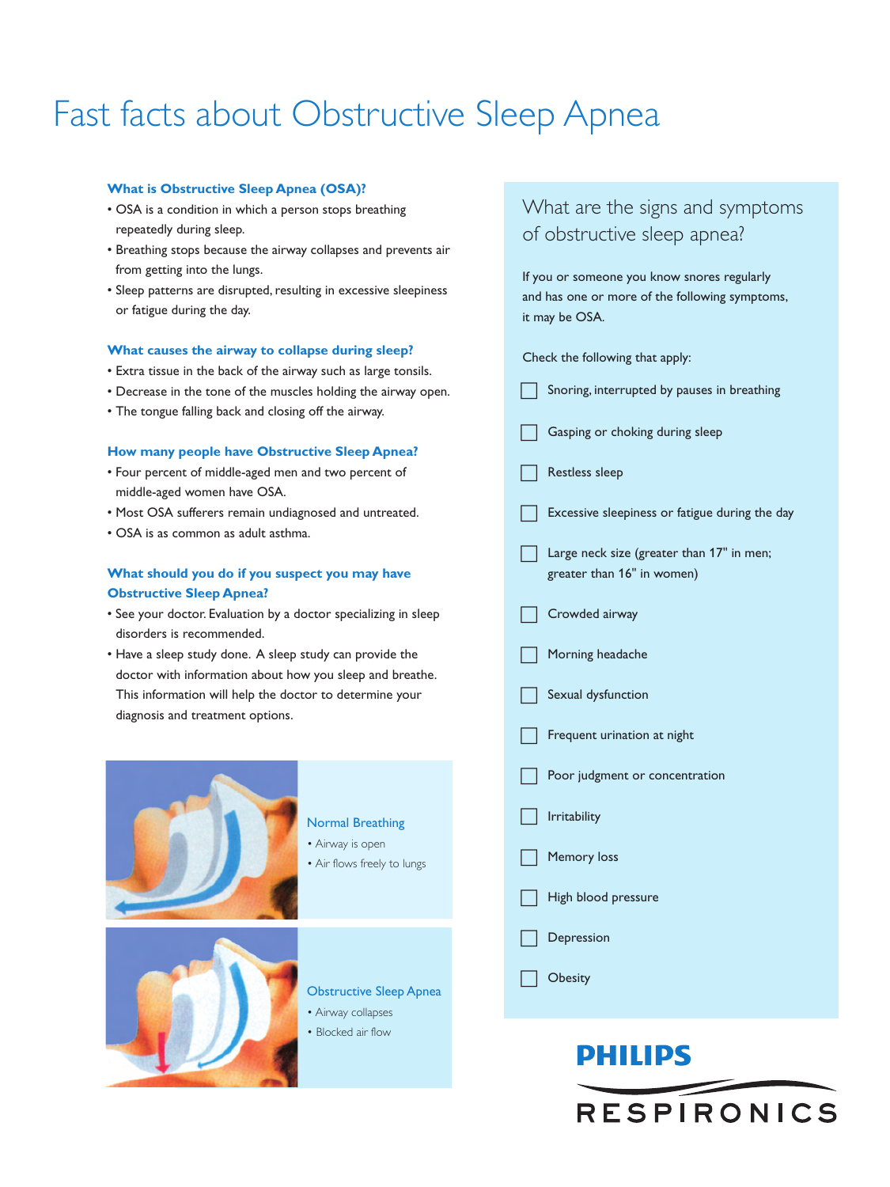# Fast facts about Obstructive Sleep Apnea

### What is Obstructive Sleep Apnea (OSA)?

- OSA is a condition in which a person stops breathing repeatedly during sleep.
- Breathing stops because the airway collapses and prevents air from getting into the lungs.
- Sleep patterns are disrupted, resulting in excessive sleepiness or fatigue during the day.

### What causes the airway to collapse during sleep?

- Extra tissue in the back of the airway such as large tonsils.
- Decrease in the tone of the muscles holding the airway open.
- The tongue falling back and closing off the airway.

### How many people have Obstructive Sleep Apnea?

- Four percent of middle-aged men and two percent of middle-aged women have OSA.
- Most OSA sufferers remain undiagnosed and untreated.
- OSA is as common as adult asthma.

### What should you do if you suspect you may have Obstructive Sleep Apnea?

- See your doctor. Evaluation by a doctor specializing in sleep disorders is recommended.
- Have a sleep study done. A sleep study can provide the doctor with information about how you sleep and breathe. This information will help the doctor to determine your diagnosis and treatment options.

Normal Breathing

- Airway is open
- Air flows freely to lungs

Obstructive Sleep Apnea

- Airway collapses
- Blocked air flow

## What are the signs and symptoms of obstructive sleep apnea?

If you or someone you know snores regularly and has one or more of the following symptoms, it may be OSA.

Check the following that apply:

- [ ] Snoring, interrupted by pauses in breathing
- [ ] Gasping or choking during sleep
- [ ] Restless sleep
- [ ] Excessive sleepiness or fatigue during the day
- [ ] Large neck size (greater than 17" in men; greater than 16" in women)
- [ ] Crowded airway
- [ ] Morning headache
- [ ] Sexual dysfunction
- [ ] Frequent urination at night
- [ ] Poor judgment or concentration
- [ ] Irritability
- [ ] Memory loss
- [ ] High blood pressure
- [ ] Depression
- [ ] Obesity

PHILIPS RESPIRONICS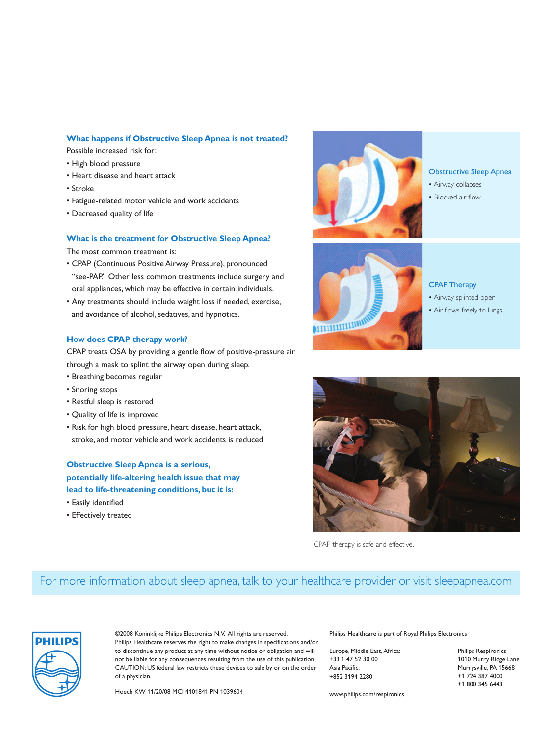### What happens if Obstructive Sleep Apnea is not treated?

Possible increased risk for:

- High blood pressure
- Heart disease and heart attack
- Stroke
- Fatigue-related motor vehicle and work accidents
- Decreased quality of life

### What is the treatment for Obstructive Sleep Apnea?

The most common treatment is:

- CPAP (Continuous Positive Airway Pressure), pronounced "see-PAP." Other less common treatments include surgery and oral appliances, which may be effective in certain individuals.
- Any treatments should include weight loss if needed, exercise, and avoidance of alcohol, sedatives, and hypnotics.

### How does CPAP therapy work?

CPAP treats OSA by providing a gentle flow of positive-pressure air through a mask to splint the airway open during sleep.

- Breathing becomes regular
- Snoring stops
- Restful sleep is restored
- Quality of life is improved
- Risk for high blood pressure, heart disease, heart attack, stroke, and motor vehicle and work accidents is reduced

### Obstructive Sleep Apnea is a serious, potentially life-altering health issue that may lead to life-threatening conditions, but it is:

- Easily identified
- Effectively treated

Obstructive Sleep Apnea

- Airway collapses
- Blocked air flow

CPAP Therapy

- Airway splinted open
- Air flows freely to lungs

CPAP therapy is safe and effective.

For more information about sleep apnea, talk to your healthcare provider or visit sleepapnea.com

PHILIPS

©2008 Koninklijke Philips Electronics N.V. All rights are reserved.
Philips Healthcare reserves the right to make changes in specifications and/or to discontinue any product at any time without notice or obligation and will not be liable for any consequences resulting from the use of this publication.
CAUTION: US federal law restricts these devices to sale by or on the order of a physician.

Hoech KW 11/20/08 MCI 4101841 PN 1039604

Philips Healthcare is part of Royal Philips Electronics

Europe, Middle East, Africa:
+33 1 47 52 30 00
Asia Pacific:
+852 3194 2280

www.philips.com/respironics

Philips Respironics
1010 Murry Ridge Lane
Murrysville, PA 15668
+1 724 387 4000
+1 800 345 6443